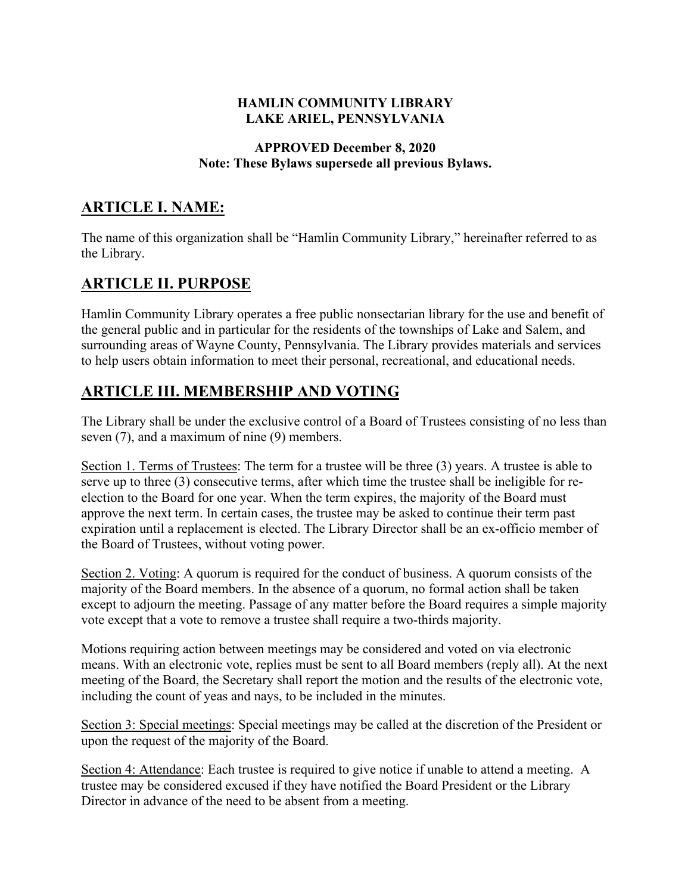**HAMLIN COMMUNITY LIBRARY**
**LAKE ARIEL, PENNSYLVANIA**

**APPROVED December 8, 2020**
**Note: These Bylaws supersede all previous Bylaws.**

## ARTICLE I. NAME:

The name of this organization shall be "Hamlin Community Library," hereinafter referred to as the Library.

## ARTICLE II. PURPOSE

Hamlin Community Library operates a free public nonsectarian library for the use and benefit of the general public and in particular for the residents of the townships of Lake and Salem, and surrounding areas of Wayne County, Pennsylvania. The Library provides materials and services to help users obtain information to meet their personal, recreational, and educational needs.

## ARTICLE III. MEMBERSHIP AND VOTING

The Library shall be under the exclusive control of a Board of Trustees consisting of no less than seven (7), and a maximum of nine (9) members.

Section 1. Terms of Trustees: The term for a trustee will be three (3) years. A trustee is able to serve up to three (3) consecutive terms, after which time the trustee shall be ineligible for re-election to the Board for one year. When the term expires, the majority of the Board must approve the next term. In certain cases, the trustee may be asked to continue their term past expiration until a replacement is elected. The Library Director shall be an ex-officio member of the Board of Trustees, without voting power.

Section 2. Voting: A quorum is required for the conduct of business. A quorum consists of the majority of the Board members. In the absence of a quorum, no formal action shall be taken except to adjourn the meeting. Passage of any matter before the Board requires a simple majority vote except that a vote to remove a trustee shall require a two-thirds majority.

Motions requiring action between meetings may be considered and voted on via electronic means. With an electronic vote, replies must be sent to all Board members (reply all). At the next meeting of the Board, the Secretary shall report the motion and the results of the electronic vote, including the count of yeas and nays, to be included in the minutes.

Section 3: Special meetings: Special meetings may be called at the discretion of the President or upon the request of the majority of the Board.

Section 4: Attendance: Each trustee is required to give notice if unable to attend a meeting. A trustee may be considered excused if they have notified the Board President or the Library Director in advance of the need to be absent from a meeting.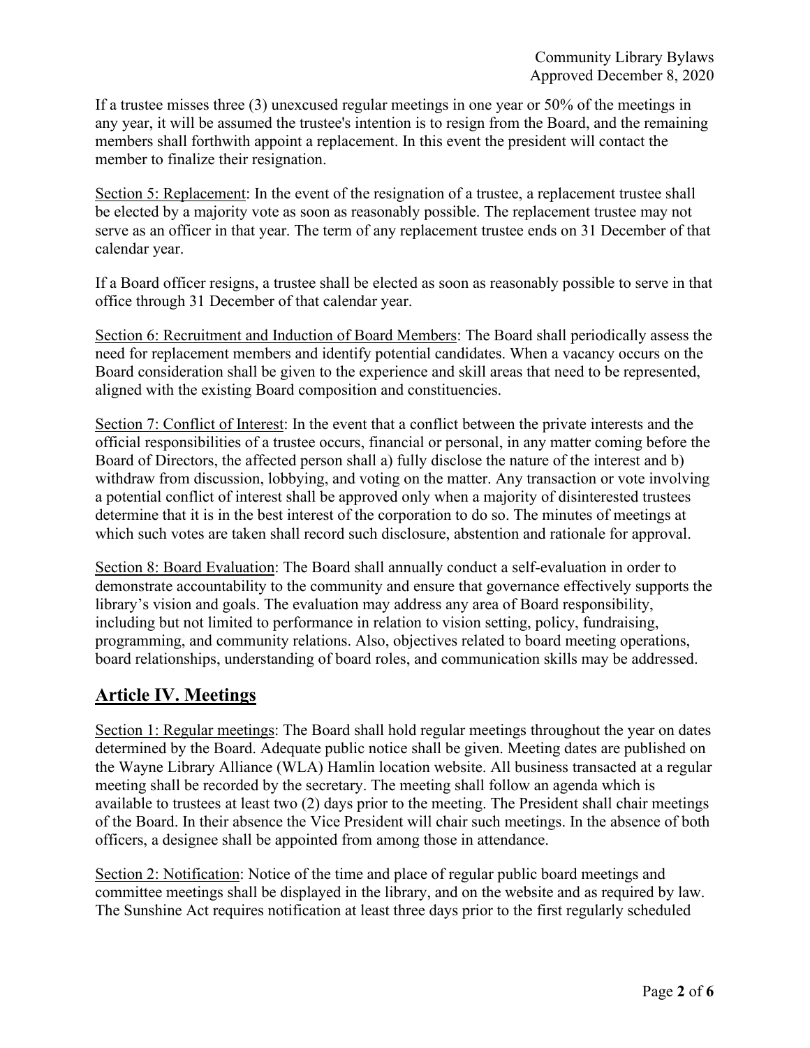If a trustee misses three (3) unexcused regular meetings in one year or 50% of the meetings in any year, it will be assumed the trustee's intention is to resign from the Board, and the remaining members shall forthwith appoint a replacement. In this event the president will contact the member to finalize their resignation.

<u>Section 5: Replacement</u>: In the event of the resignation of a trustee, a replacement trustee shall be elected by a majority vote as soon as reasonably possible. The replacement trustee may not serve as an officer in that year. The term of any replacement trustee ends on 31 December of that calendar year.

If a Board officer resigns, a trustee shall be elected as soon as reasonably possible to serve in that office through 31 December of that calendar year.

<u>Section 6: Recruitment and Induction of Board Members</u>: The Board shall periodically assess the need for replacement members and identify potential candidates. When a vacancy occurs on the Board consideration shall be given to the experience and skill areas that need to be represented, aligned with the existing Board composition and constituencies.

<u>Section 7: Conflict of Interest</u>: In the event that a conflict between the private interests and the official responsibilities of a trustee occurs, financial or personal, in any matter coming before the Board of Directors, the affected person shall a) fully disclose the nature of the interest and b) withdraw from discussion, lobbying, and voting on the matter. Any transaction or vote involving a potential conflict of interest shall be approved only when a majority of disinterested trustees determine that it is in the best interest of the corporation to do so. The minutes of meetings at which such votes are taken shall record such disclosure, abstention and rationale for approval.

<u>Section 8: Board Evaluation</u>: The Board shall annually conduct a self-evaluation in order to demonstrate accountability to the community and ensure that governance effectively supports the library's vision and goals. The evaluation may address any area of Board responsibility, including but not limited to performance in relation to vision setting, policy, fundraising, programming, and community relations. Also, objectives related to board meeting operations, board relationships, understanding of board roles, and communication skills may be addressed.

## Article IV. Meetings

<u>Section 1: Regular meetings</u>: The Board shall hold regular meetings throughout the year on dates determined by the Board. Adequate public notice shall be given. Meeting dates are published on the Wayne Library Alliance (WLA) Hamlin location website. All business transacted at a regular meeting shall be recorded by the secretary. The meeting shall follow an agenda which is available to trustees at least two (2) days prior to the meeting. The President shall chair meetings of the Board. In their absence the Vice President will chair such meetings. In the absence of both officers, a designee shall be appointed from among those in attendance.

<u>Section 2: Notification</u>: Notice of the time and place of regular public board meetings and committee meetings shall be displayed in the library, and on the website and as required by law. The Sunshine Act requires notification at least three days prior to the first regularly scheduled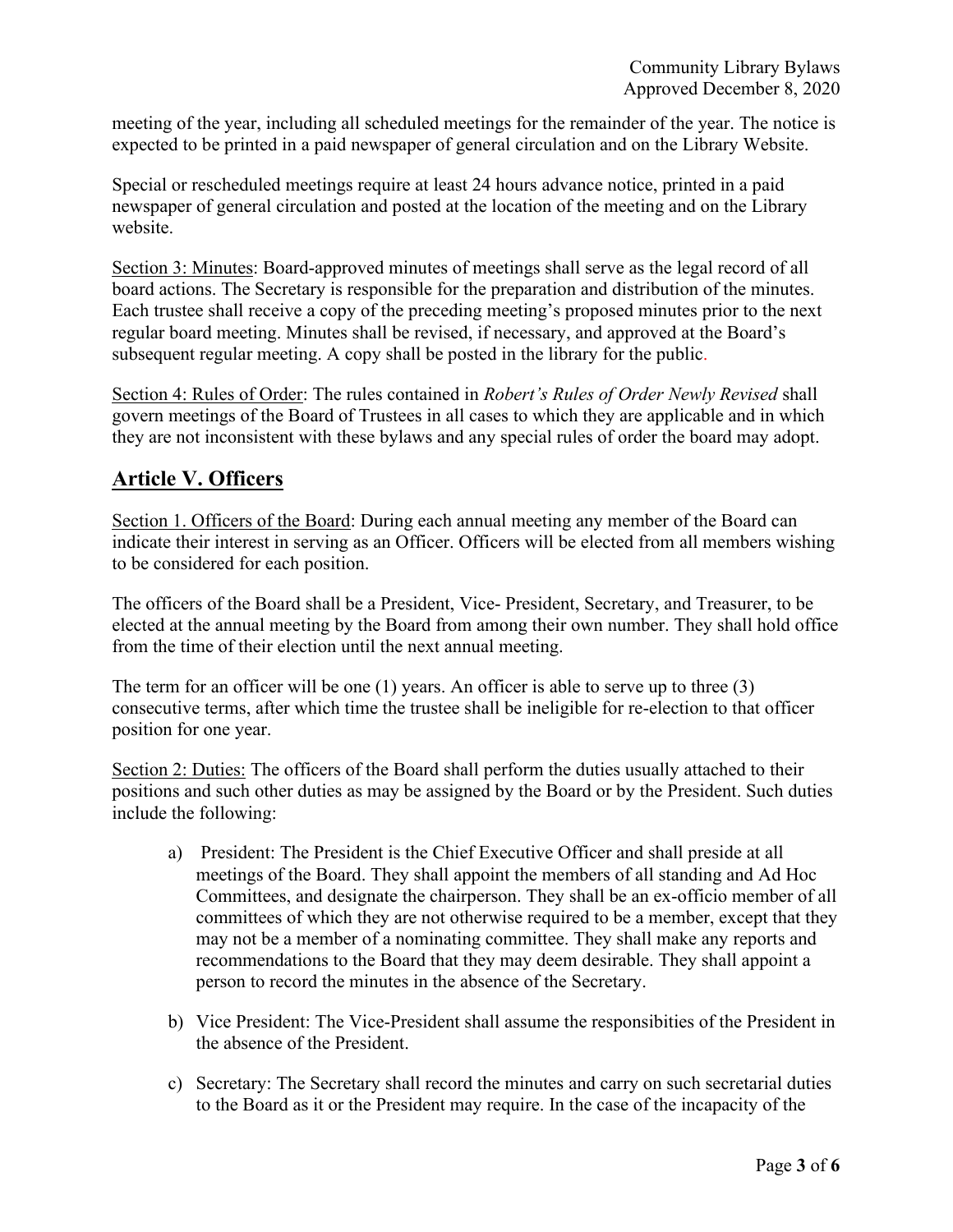meeting of the year, including all scheduled meetings for the remainder of the year. The notice is expected to be printed in a paid newspaper of general circulation and on the Library Website.

Special or rescheduled meetings require at least 24 hours advance notice, printed in a paid newspaper of general circulation and posted at the location of the meeting and on the Library website.

Section 3: Minutes: Board-approved minutes of meetings shall serve as the legal record of all board actions. The Secretary is responsible for the preparation and distribution of the minutes. Each trustee shall receive a copy of the preceding meeting's proposed minutes prior to the next regular board meeting. Minutes shall be revised, if necessary, and approved at the Board's subsequent regular meeting. A copy shall be posted in the library for the public.

Section 4: Rules of Order: The rules contained in *Robert's Rules of Order Newly Revised* shall govern meetings of the Board of Trustees in all cases to which they are applicable and in which they are not inconsistent with these bylaws and any special rules of order the board may adopt.

## Article V. Officers

Section 1. Officers of the Board: During each annual meeting any member of the Board can indicate their interest in serving as an Officer. Officers will be elected from all members wishing to be considered for each position.

The officers of the Board shall be a President, Vice- President, Secretary, and Treasurer, to be elected at the annual meeting by the Board from among their own number. They shall hold office from the time of their election until the next annual meeting.

The term for an officer will be one (1) years. An officer is able to serve up to three (3) consecutive terms, after which time the trustee shall be ineligible for re-election to that officer position for one year.

Section 2: Duties: The officers of the Board shall perform the duties usually attached to their positions and such other duties as may be assigned by the Board or by the President. Such duties include the following:

a) President: The President is the Chief Executive Officer and shall preside at all meetings of the Board. They shall appoint the members of all standing and Ad Hoc Committees, and designate the chairperson. They shall be an ex-officio member of all committees of which they are not otherwise required to be a member, except that they may not be a member of a nominating committee. They shall make any reports and recommendations to the Board that they may deem desirable. They shall appoint a person to record the minutes in the absence of the Secretary.

b) Vice President: The Vice-President shall assume the responsibities of the President in the absence of the President.

c) Secretary: The Secretary shall record the minutes and carry on such secretarial duties to the Board as it or the President may require. In the case of the incapacity of the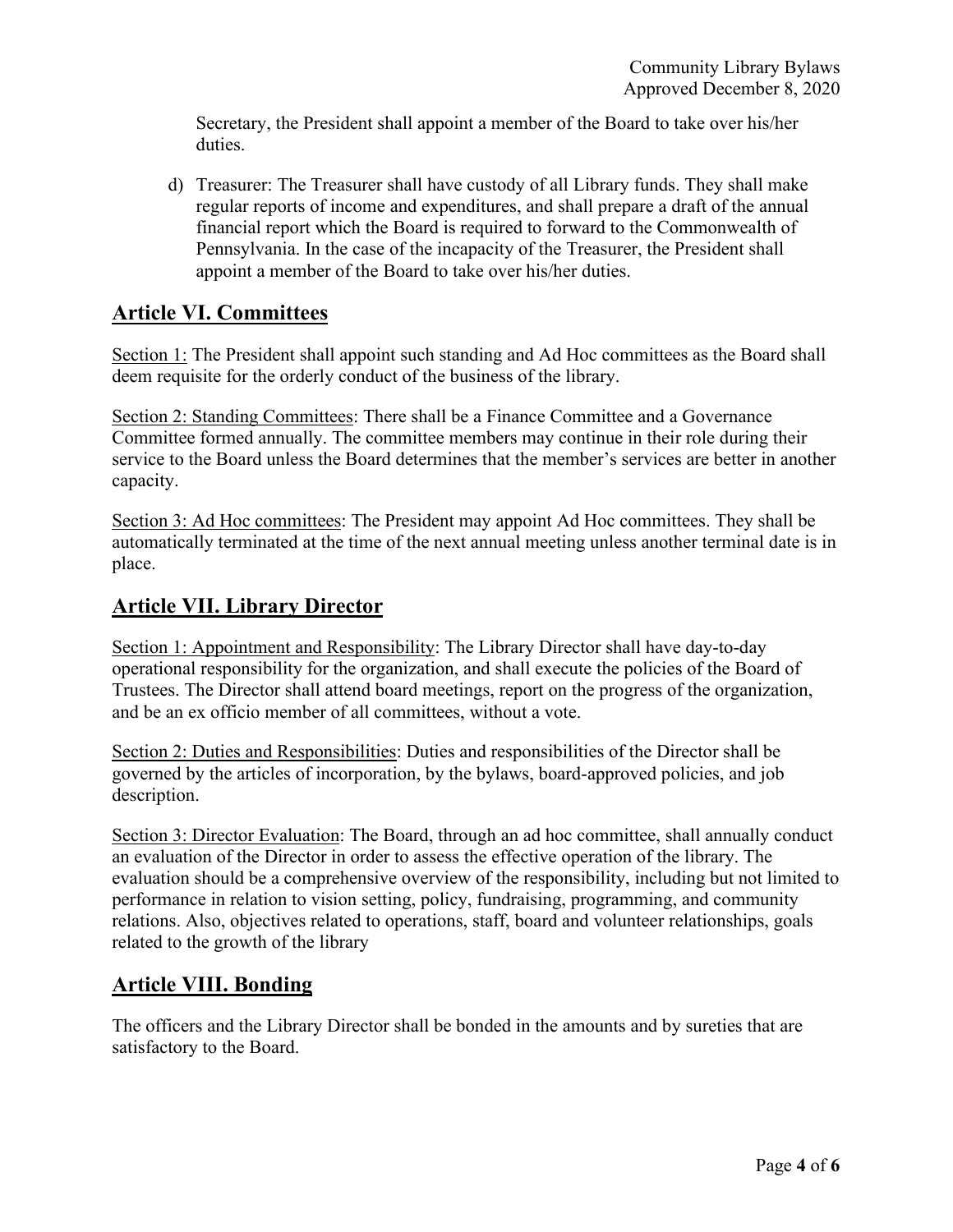Secretary, the President shall appoint a member of the Board to take over his/her duties.

d) Treasurer: The Treasurer shall have custody of all Library funds. They shall make regular reports of income and expenditures, and shall prepare a draft of the annual financial report which the Board is required to forward to the Commonwealth of Pennsylvania. In the case of the incapacity of the Treasurer, the President shall appoint a member of the Board to take over his/her duties.

## Article VI. Committees

Section 1: The President shall appoint such standing and Ad Hoc committees as the Board shall deem requisite for the orderly conduct of the business of the library.

Section 2: Standing Committees: There shall be a Finance Committee and a Governance Committee formed annually. The committee members may continue in their role during their service to the Board unless the Board determines that the member's services are better in another capacity.

Section 3: Ad Hoc committees: The President may appoint Ad Hoc committees. They shall be automatically terminated at the time of the next annual meeting unless another terminal date is in place.

## Article VII. Library Director

Section 1: Appointment and Responsibility: The Library Director shall have day-to-day operational responsibility for the organization, and shall execute the policies of the Board of Trustees. The Director shall attend board meetings, report on the progress of the organization, and be an ex officio member of all committees, without a vote.

Section 2: Duties and Responsibilities: Duties and responsibilities of the Director shall be governed by the articles of incorporation, by the bylaws, board-approved policies, and job description.

Section 3: Director Evaluation: The Board, through an ad hoc committee, shall annually conduct an evaluation of the Director in order to assess the effective operation of the library. The evaluation should be a comprehensive overview of the responsibility, including but not limited to performance in relation to vision setting, policy, fundraising, programming, and community relations. Also, objectives related to operations, staff, board and volunteer relationships, goals related to the growth of the library

## Article VIII. Bonding

The officers and the Library Director shall be bonded in the amounts and by sureties that are satisfactory to the Board.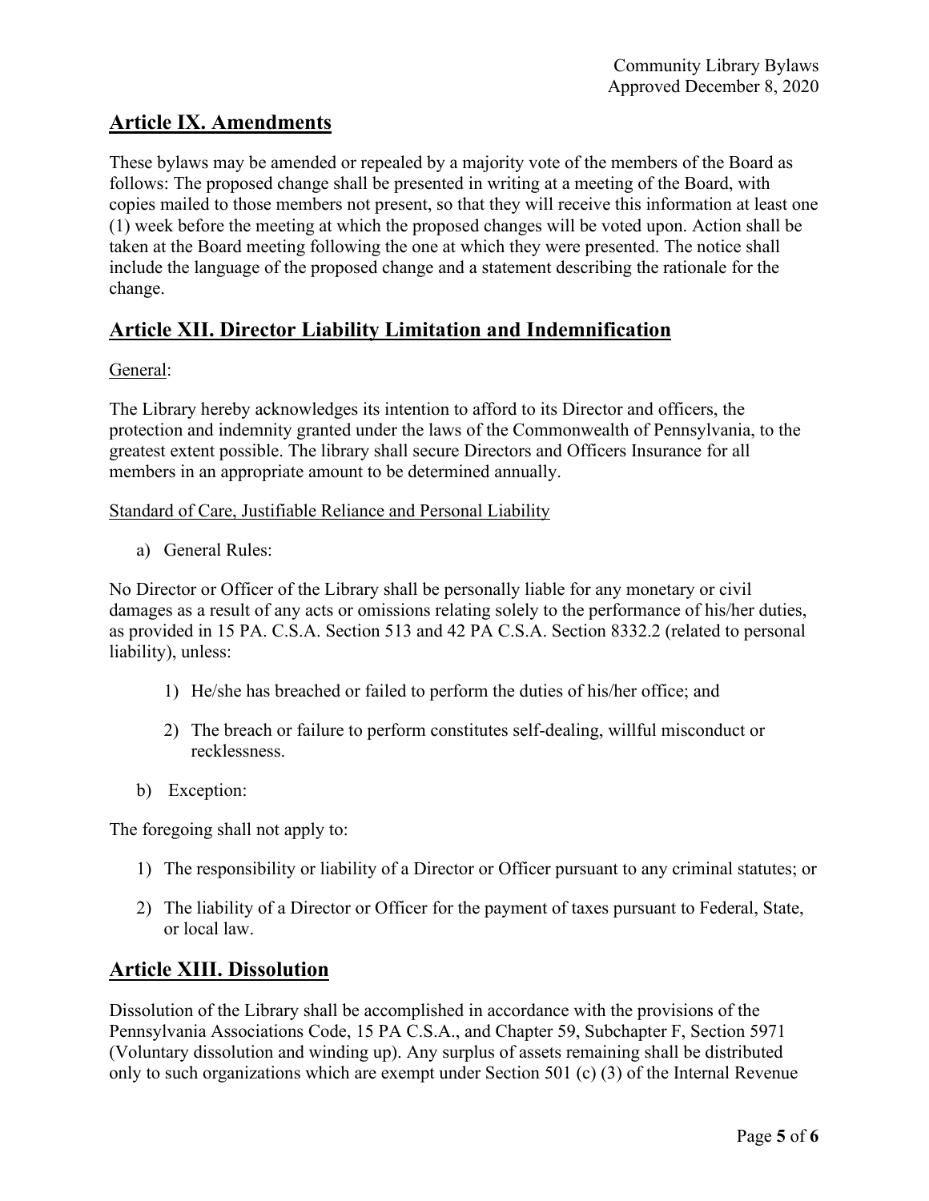## Article IX. Amendments

These bylaws may be amended or repealed by a majority vote of the members of the Board as follows: The proposed change shall be presented in writing at a meeting of the Board, with copies mailed to those members not present, so that they will receive this information at least one (1) week before the meeting at which the proposed changes will be voted upon. Action shall be taken at the Board meeting following the one at which they were presented. The notice shall include the language of the proposed change and a statement describing the rationale for the change.

## Article XII. Director Liability Limitation and Indemnification

General:

The Library hereby acknowledges its intention to afford to its Director and officers, the protection and indemnity granted under the laws of the Commonwealth of Pennsylvania, to the greatest extent possible. The library shall secure Directors and Officers Insurance for all members in an appropriate amount to be determined annually.

Standard of Care, Justifiable Reliance and Personal Liability

a) General Rules:

No Director or Officer of the Library shall be personally liable for any monetary or civil damages as a result of any acts or omissions relating solely to the performance of his/her duties, as provided in 15 PA. C.S.A. Section 513 and 42 PA C.S.A. Section 8332.2 (related to personal liability), unless:

1) He/she has breached or failed to perform the duties of his/her office; and

2) The breach or failure to perform constitutes self-dealing, willful misconduct or recklessness.

b) Exception:

The foregoing shall not apply to:

1) The responsibility or liability of a Director or Officer pursuant to any criminal statutes; or

2) The liability of a Director or Officer for the payment of taxes pursuant to Federal, State, or local law.

## Article XIII. Dissolution

Dissolution of the Library shall be accomplished in accordance with the provisions of the Pennsylvania Associations Code, 15 PA C.S.A., and Chapter 59, Subchapter F, Section 5971 (Voluntary dissolution and winding up). Any surplus of assets remaining shall be distributed only to such organizations which are exempt under Section 501 (c) (3) of the Internal Revenue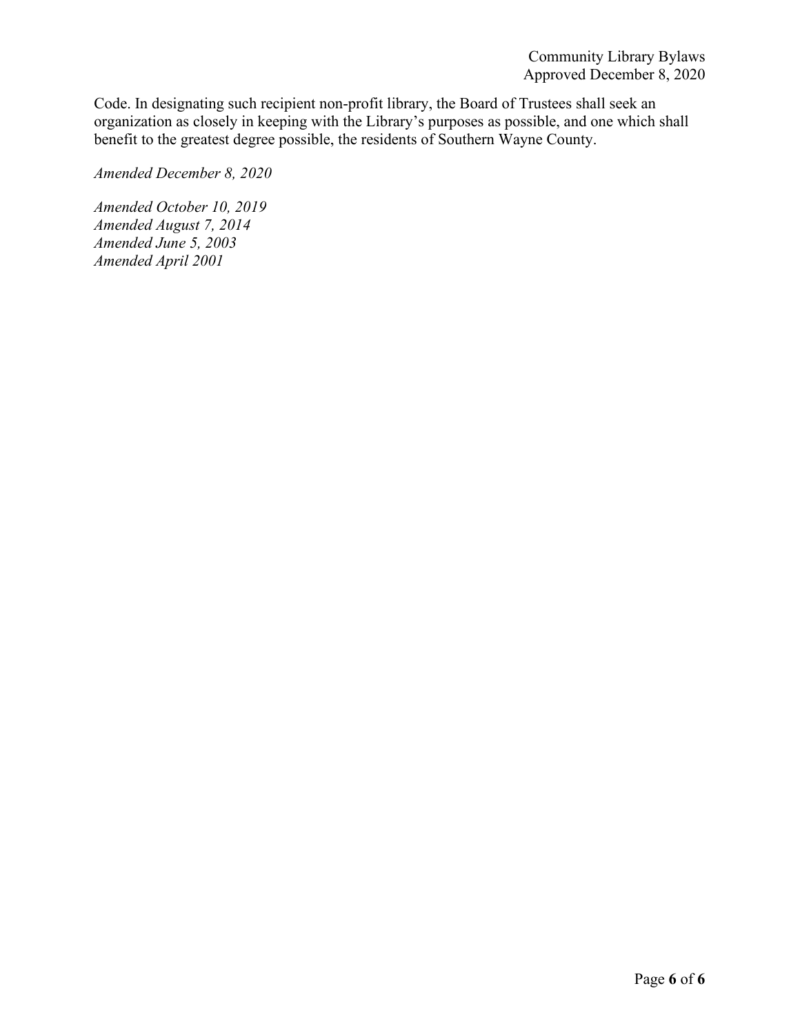Code. In designating such recipient non-profit library, the Board of Trustees shall seek an organization as closely in keeping with the Library's purposes as possible, and one which shall benefit to the greatest degree possible, the residents of Southern Wayne County.

*Amended December 8, 2020*

*Amended October 10, 2019*
*Amended August 7, 2014*
*Amended June 5, 2003*
*Amended April 2001*